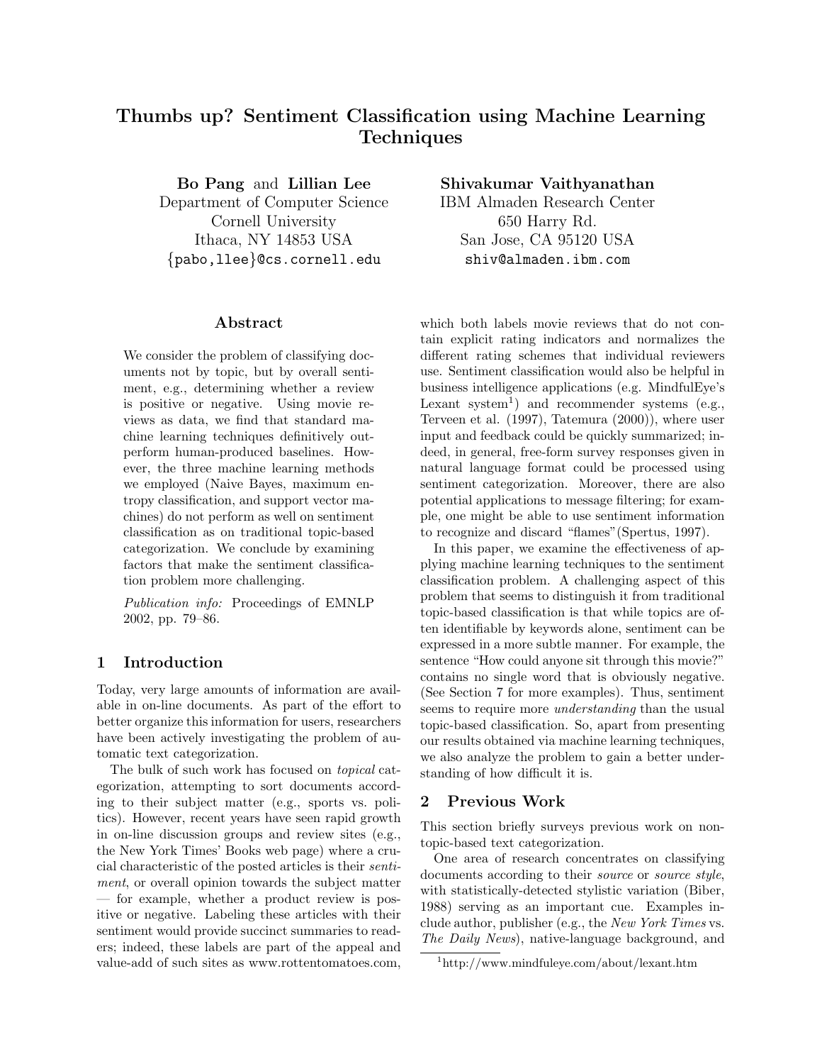# Thumbs up? Sentiment Classification using Machine Learning Techniques

**Bo Pang** and **Lillian Lee**
Department of Computer Science
Cornell University
Ithaca, NY 14853 USA
{pabo,llee}@cs.cornell.edu

**Shivakumar Vaithyanathan**
IBM Almaden Research Center
650 Harry Rd.
San Jose, CA 95120 USA
shiv@almaden.ibm.com

## Abstract

We consider the problem of classifying documents not by topic, but by overall sentiment, e.g., determining whether a review is positive or negative. Using movie reviews as data, we find that standard machine learning techniques definitively outperform human-produced baselines. However, the three machine learning methods we employed (Naive Bayes, maximum entropy classification, and support vector machines) do not perform as well on sentiment classification as on traditional topic-based categorization. We conclude by examining factors that make the sentiment classification problem more challenging.

*Publication info:* Proceedings of EMNLP 2002, pp. 79–86.

## 1 Introduction

Today, very large amounts of information are available in on-line documents. As part of the effort to better organize this information for users, researchers have been actively investigating the problem of automatic text categorization.

The bulk of such work has focused on *topical* categorization, attempting to sort documents according to their subject matter (e.g., sports vs. politics). However, recent years have seen rapid growth in on-line discussion groups and review sites (e.g., the New York Times' Books web page) where a crucial characteristic of the posted articles is their *sentiment*, or overall opinion towards the subject matter — for example, whether a product review is positive or negative. Labeling these articles with their sentiment would provide succinct summaries to readers; indeed, these labels are part of the appeal and value-add of such sites as www.rottentomatoes.com, which both labels movie reviews that do not contain explicit rating indicators and normalizes the different rating schemes that individual reviewers use. Sentiment classification would also be helpful in business intelligence applications (e.g. MindfulEye's Lexant system[1]) and recommender systems (e.g., Terveen et al. (1997), Tatemura (2000)), where user input and feedback could be quickly summarized; indeed, in general, free-form survey responses given in natural language format could be processed using sentiment categorization. Moreover, there are also potential applications to message filtering; for example, one might be able to use sentiment information to recognize and discard "flames"(Spertus, 1997).

In this paper, we examine the effectiveness of applying machine learning techniques to the sentiment classification problem. A challenging aspect of this problem that seems to distinguish it from traditional topic-based classification is that while topics are often identifiable by keywords alone, sentiment can be expressed in a more subtle manner. For example, the sentence "How could anyone sit through this movie?" contains no single word that is obviously negative. (See Section 7 for more examples). Thus, sentiment seems to require more *understanding* than the usual topic-based classification. So, apart from presenting our results obtained via machine learning techniques, we also analyze the problem to gain a better understanding of how difficult it is.

## 2 Previous Work

This section briefly surveys previous work on non-topic-based text categorization.

One area of research concentrates on classifying documents according to their *source* or *source style*, with statistically-detected stylistic variation (Biber, 1988) serving as an important cue. Examples include author, publisher (e.g., the *New York Times* vs. *The Daily News*), native-language background, and

[1] http://www.mindfuleye.com/about/lexant.htm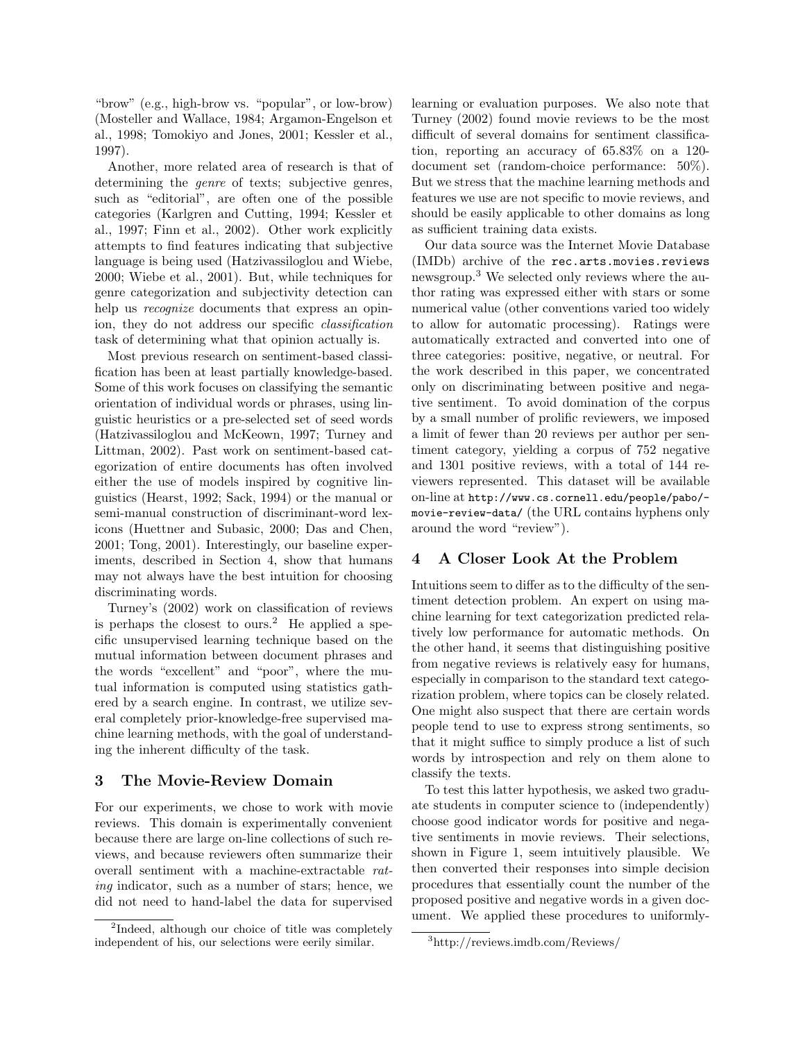"brow" (e.g., high-brow vs. "popular", or low-brow) (Mosteller and Wallace, 1984; Argamon-Engelson et al., 1998; Tomokiyo and Jones, 2001; Kessler et al., 1997).

Another, more related area of research is that of determining the *genre* of texts; subjective genres, such as "editorial", are often one of the possible categories (Karlgren and Cutting, 1994; Kessler et al., 1997; Finn et al., 2002). Other work explicitly attempts to find features indicating that subjective language is being used (Hatzivassiloglou and Wiebe, 2000; Wiebe et al., 2001). But, while techniques for genre categorization and subjectivity detection can help us *recognize* documents that express an opinion, they do not address our specific *classification* task of determining what that opinion actually is.

Most previous research on sentiment-based classification has been at least partially knowledge-based. Some of this work focuses on classifying the semantic orientation of individual words or phrases, using linguistic heuristics or a pre-selected set of seed words (Hatzivassiloglou and McKeown, 1997; Turney and Littman, 2002). Past work on sentiment-based categorization of entire documents has often involved either the use of models inspired by cognitive linguistics (Hearst, 1992; Sack, 1994) or the manual or semi-manual construction of discriminant-word lexicons (Huettner and Subasic, 2000; Das and Chen, 2001; Tong, 2001). Interestingly, our baseline experiments, described in Section 4, show that humans may not always have the best intuition for choosing discriminating words.

Turney's (2002) work on classification of reviews is perhaps the closest to ours.[2] He applied a specific unsupervised learning technique based on the mutual information between document phrases and the words "excellent" and "poor", where the mutual information is computed using statistics gathered by a search engine. In contrast, we utilize several completely prior-knowledge-free supervised machine learning methods, with the goal of understanding the inherent difficulty of the task.

## 3 The Movie-Review Domain

For our experiments, we chose to work with movie reviews. This domain is experimentally convenient because there are large on-line collections of such reviews, and because reviewers often summarize their overall sentiment with a machine-extractable *rating* indicator, such as a number of stars; hence, we did not need to hand-label the data for supervised learning or evaluation purposes. We also note that Turney (2002) found movie reviews to be the most difficult of several domains for sentiment classification, reporting an accuracy of 65.83% on a 120-document set (random-choice performance: 50%). But we stress that the machine learning methods and features we use are not specific to movie reviews, and should be easily applicable to other domains as long as sufficient training data exists.

Our data source was the Internet Movie Database (IMDb) archive of the `rec.arts.movies.reviews` newsgroup.[3] We selected only reviews where the author rating was expressed either with stars or some numerical value (other conventions varied too widely to allow for automatic processing). Ratings were automatically extracted and converted into one of three categories: positive, negative, or neutral. For the work described in this paper, we concentrated only on discriminating between positive and negative sentiment. To avoid domination of the corpus by a small number of prolific reviewers, we imposed a limit of fewer than 20 reviews per author per sentiment category, yielding a corpus of 752 negative and 1301 positive reviews, with a total of 144 reviewers represented. This dataset will be available on-line at `http://www.cs.cornell.edu/people/pabo/-movie-review-data/` (the URL contains hyphens only around the word "review").

## 4 A Closer Look At the Problem

Intuitions seem to differ as to the difficulty of the sentiment detection problem. An expert on using machine learning for text categorization predicted relatively low performance for automatic methods. On the other hand, it seems that distinguishing positive from negative reviews is relatively easy for humans, especially in comparison to the standard text categorization problem, where topics can be closely related. One might also suspect that there are certain words people tend to use to express strong sentiments, so that it might suffice to simply produce a list of such words by introspection and rely on them alone to classify the texts.

To test this latter hypothesis, we asked two graduate students in computer science to (independently) choose good indicator words for positive and negative sentiments in movie reviews. Their selections, shown in Figure 1, seem intuitively plausible. We then converted their responses into simple decision procedures that essentially count the number of the proposed positive and negative words in a given document. We applied these procedures to uniformly-

[2]Indeed, although our choice of title was completely independent of his, our selections were eerily similar.

[3]http://reviews.imdb.com/Reviews/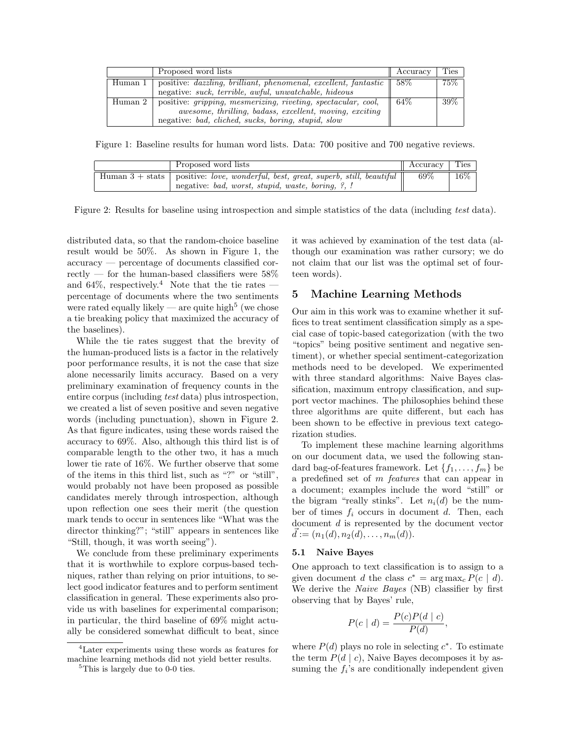| | Proposed word lists | Accuracy | Ties |
|---|---|---|---|
| Human 1 | positive: *dazzling, brilliant, phenomenal, excellent, fantastic*<br>negative: *suck, terrible, awful, unwatchable, hideous* | 58% | 75% |
| Human 2 | positive: *gripping, mesmerizing, riveting, spectacular, cool, awesome, thrilling, badass, excellent, moving, exciting*<br>negative: *bad, cliched, sucks, boring, stupid, slow* | 64% | 39% |

Figure 1: Baseline results for human word lists. Data: 700 positive and 700 negative reviews.

| | Proposed word lists | Accuracy | Ties |
|---|---|---|---|
| Human 3 + stats | positive: *love, wonderful, best, great, superb, still, beautiful*<br>negative: *bad, worst, stupid, waste, boring, ?, !* | 69% | 16% |

Figure 2: Results for baseline using introspection and simple statistics of the data (including *test* data).

distributed data, so that the random-choice baseline result would be 50%. As shown in Figure 1, the accuracy — percentage of documents classified correctly — for the human-based classifiers were 58% and 64%, respectively.[4] Note that the tie rates — percentage of documents where the two sentiments were rated equally likely — are quite high[5] (we chose a tie breaking policy that maximized the accuracy of the baselines).

While the tie rates suggest that the brevity of the human-produced lists is a factor in the relatively poor performance results, it is not the case that size alone necessarily limits accuracy. Based on a very preliminary examination of frequency counts in the entire corpus (including *test* data) plus introspection, we created a list of seven positive and seven negative words (including punctuation), shown in Figure 2. As that figure indicates, using these words raised the accuracy to 69%. Also, although this third list is of comparable length to the other two, it has a much lower tie rate of 16%. We further observe that some of the items in this third list, such as "?" or "still", would probably not have been proposed as possible candidates merely through introspection, although upon reflection one sees their merit (the question mark tends to occur in sentences like "What was the director thinking?"; "still" appears in sentences like "Still, though, it was worth seeing").

We conclude from these preliminary experiments that it is worthwhile to explore corpus-based techniques, rather than relying on prior intuitions, to select good indicator features and to perform sentiment classification in general. These experiments also provide us with baselines for experimental comparison; in particular, the third baseline of 69% might actually be considered somewhat difficult to beat, since it was achieved by examination of the test data (although our examination was rather cursory; we do not claim that our list was the optimal set of fourteen words).

[4] Later experiments using these words as features for machine learning methods did not yield better results.

[5] This is largely due to 0-0 ties.

## 5 Machine Learning Methods

Our aim in this work was to examine whether it suffices to treat sentiment classification simply as a special case of topic-based categorization (with the two "topics" being positive sentiment and negative sentiment), or whether special sentiment-categorization methods need to be developed. We experimented with three standard algorithms: Naive Bayes classification, maximum entropy classification, and support vector machines. The philosophies behind these three algorithms are quite different, but each has been shown to be effective in previous text categorization studies.

To implement these machine learning algorithms on our document data, we used the following standard bag-of-features framework. Let $\{f_1, \ldots, f_m\}$ be a predefined set of $m$ *features* that can appear in a document; examples include the word "still" or the bigram "really stinks". Let $n_i(d)$ be the number of times $f_i$ occurs in document $d$. Then, each document $d$ is represented by the document vector $\vec{d} := (n_1(d), n_2(d), \ldots, n_m(d))$.

### 5.1 Naive Bayes

One approach to text classification is to assign to a given document $d$ the class $c^* = \arg\max_c P(c \mid d)$. We derive the *Naive Bayes* (NB) classifier by first observing that by Bayes' rule,

$$P(c \mid d) = \frac{P(c)P(d \mid c)}{P(d)},$$

where $P(d)$ plays no role in selecting $c^*$. To estimate the term $P(d \mid c)$, Naive Bayes decomposes it by assuming the $f_i$'s are conditionally independent given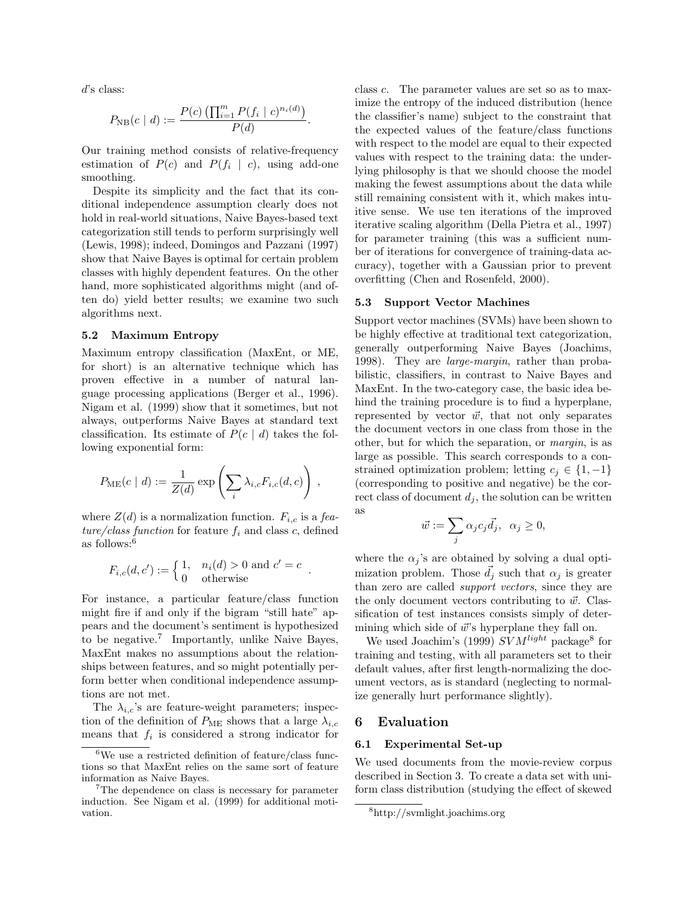$d$'s class:

$$P_{\rm NB}(c \mid d) := \frac{P(c) \left(\prod_{i=1}^{m} P(f_i \mid c)^{n_i(d)}\right)}{P(d)}.$$

Our training method consists of relative-frequency estimation of $P(c)$ and $P(f_i \mid c)$, using add-one smoothing.

Despite its simplicity and the fact that its conditional independence assumption clearly does not hold in real-world situations, Naive Bayes-based text categorization still tends to perform surprisingly well (Lewis, 1998); indeed, Domingos and Pazzani (1997) show that Naive Bayes is optimal for certain problem classes with highly dependent features. On the other hand, more sophisticated algorithms might (and often do) yield better results; we examine two such algorithms next.

### 5.2 Maximum Entropy

Maximum entropy classification (MaxEnt, or ME, for short) is an alternative technique which has proven effective in a number of natural language processing applications (Berger et al., 1996). Nigam et al. (1999) show that it sometimes, but not always, outperforms Naive Bayes at standard text classification. Its estimate of $P(c \mid d)$ takes the following exponential form:

$$P_{\rm ME}(c \mid d) := \frac{1}{Z(d)} \exp\left(\sum_i \lambda_{i,c} F_{i,c}(d, c)\right),$$

where $Z(d)$ is a normalization function. $F_{i,c}$ is a *feature/class function* for feature $f_i$ and class $c$, defined as follows:[6]

$$F_{i,c}(d, c') := \begin{cases} 1, & n_i(d) > 0 \text{ and } c' = c \\ 0 & \text{otherwise} \end{cases}.$$

For instance, a particular feature/class function might fire if and only if the bigram "still hate" appears and the document's sentiment is hypothesized to be negative.[7] Importantly, unlike Naive Bayes, MaxEnt makes no assumptions about the relationships between features, and so might potentially perform better when conditional independence assumptions are not met.

The $\lambda_{i,c}$'s are feature-weight parameters; inspection of the definition of $P_{\rm ME}$ shows that a large $\lambda_{i,c}$ means that $f_i$ is considered a strong indicator for class $c$. The parameter values are set so as to maximize the entropy of the induced distribution (hence the classifier's name) subject to the constraint that the expected values of the feature/class functions with respect to the model are equal to their expected values with respect to the training data: the underlying philosophy is that we should choose the model making the fewest assumptions about the data while still remaining consistent with it, which makes intuitive sense. We use ten iterations of the improved iterative scaling algorithm (Della Pietra et al., 1997) for parameter training (this was a sufficient number of iterations for convergence of training-data accuracy), together with a Gaussian prior to prevent overfitting (Chen and Rosenfeld, 2000).

### 5.3 Support Vector Machines

Support vector machines (SVMs) have been shown to be highly effective at traditional text categorization, generally outperforming Naive Bayes (Joachims, 1998). They are *large-margin*, rather than probabilistic, classifiers, in contrast to Naive Bayes and MaxEnt. In the two-category case, the basic idea behind the training procedure is to find a hyperplane, represented by vector $\vec{w}$, that not only separates the document vectors in one class from those in the other, but for which the separation, or *margin*, is as large as possible. This search corresponds to a constrained optimization problem; letting $c_j \in \{1, -1\}$ (corresponding to positive and negative) be the correct class of document $d_j$, the solution can be written as

$$\vec{w} := \sum_j \alpha_j c_j \vec{d_j}, \quad \alpha_j \geq 0,$$

where the $\alpha_j$'s are obtained by solving a dual optimization problem. Those $\vec{d_j}$ such that $\alpha_j$ is greater than zero are called *support vectors*, since they are the only document vectors contributing to $\vec{w}$. Classification of test instances consists simply of determining which side of $\vec{w}$'s hyperplane they fall on.

We used Joachim's (1999) $SVM^{light}$ package[8] for training and testing, with all parameters set to their default values, after first length-normalizing the document vectors, as is standard (neglecting to normalize generally hurt performance slightly).

## 6 Evaluation

### 6.1 Experimental Set-up

We used documents from the movie-review corpus described in Section 3. To create a data set with uniform class distribution (studying the effect of skewed

---

[6] We use a restricted definition of feature/class functions so that MaxEnt relies on the same sort of feature information as Naive Bayes.

[7] The dependence on class is necessary for parameter induction. See Nigam et al. (1999) for additional motivation.

[8] http://svmlight.joachims.org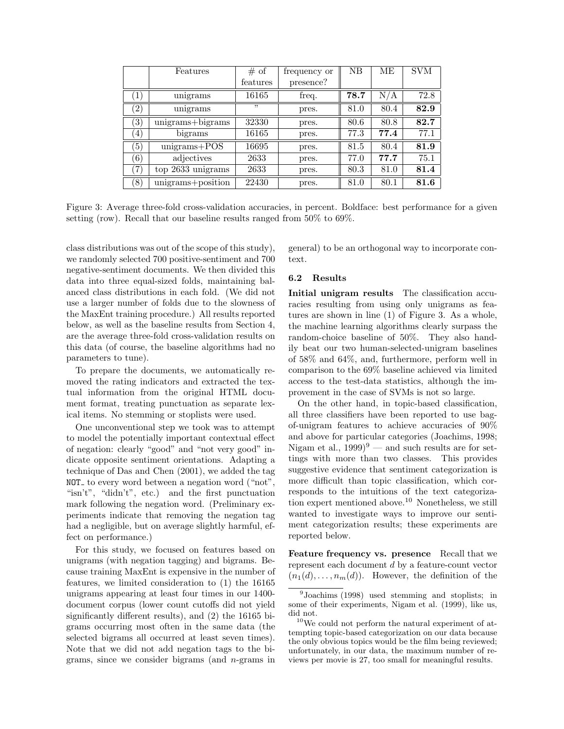|  | Features | # of features | frequency or presence? | NB | ME | SVM |
|---|---|---|---|---|---|---|
| (1) | unigrams | 16165 | freq. | **78.7** | N/A | 72.8 |
| (2) | unigrams | " | pres. | 81.0 | 80.4 | **82.9** |
| (3) | unigrams+bigrams | 32330 | pres. | 80.6 | 80.8 | **82.7** |
| (4) | bigrams | 16165 | pres. | 77.3 | **77.4** | 77.1 |
| (5) | unigrams+POS | 16695 | pres. | 81.5 | 80.4 | **81.9** |
| (6) | adjectives | 2633 | pres. | 77.0 | **77.7** | 75.1 |
| (7) | top 2633 unigrams | 2633 | pres. | 80.3 | 81.0 | **81.4** |
| (8) | unigrams+position | 22430 | pres. | 81.0 | 80.1 | **81.6** |

Figure 3: Average three-fold cross-validation accuracies, in percent. Boldface: best performance for a given setting (row). Recall that our baseline results ranged from 50% to 69%.

class distributions was out of the scope of this study), we randomly selected 700 positive-sentiment and 700 negative-sentiment documents. We then divided this data into three equal-sized folds, maintaining balanced class distributions in each fold. (We did not use a larger number of folds due to the slowness of the MaxEnt training procedure.) All results reported below, as well as the baseline results from Section 4, are the average three-fold cross-validation results on this data (of course, the baseline algorithms had no parameters to tune).

To prepare the documents, we automatically removed the rating indicators and extracted the textual information from the original HTML document format, treating punctuation as separate lexical items. No stemming or stoplists were used.

One unconventional step we took was to attempt to model the potentially important contextual effect of negation: clearly "good" and "not very good" indicate opposite sentiment orientations. Adapting a technique of Das and Chen (2001), we added the tag `NOT_` to every word between a negation word ("not", "isn't", "didn't", etc.) and the first punctuation mark following the negation word. (Preliminary experiments indicate that removing the negation tag had a negligible, but on average slightly harmful, effect on performance.)

For this study, we focused on features based on unigrams (with negation tagging) and bigrams. Because training MaxEnt is expensive in the number of features, we limited consideration to (1) the 16165 unigrams appearing at least four times in our 1400-document corpus (lower count cutoffs did not yield significantly different results), and (2) the 16165 bigrams occurring most often in the same data (the selected bigrams all occurred at least seven times). Note that we did not add negation tags to the bigrams, since we consider bigrams (and $n$-grams in general) to be an orthogonal way to incorporate context.

### 6.2 Results

**Initial unigram results** The classification accuracies resulting from using only unigrams as features are shown in line (1) of Figure 3. As a whole, the machine learning algorithms clearly surpass the random-choice baseline of 50%. They also handily beat our two human-selected-unigram baselines of 58% and 64%, and, furthermore, perform well in comparison to the 69% baseline achieved via limited access to the test-data statistics, although the improvement in the case of SVMs is not so large.

On the other hand, in topic-based classification, all three classifiers have been reported to use bag-of-unigram features to achieve accuracies of 90% and above for particular categories (Joachims, 1998; Nigam et al., 1999)[9] — and such results are for settings with more than two classes. This provides suggestive evidence that sentiment categorization is more difficult than topic classification, which corresponds to the intuitions of the text categorization expert mentioned above.[10] Nonetheless, we still wanted to investigate ways to improve our sentiment categorization results; these experiments are reported below.

**Feature frequency vs. presence** Recall that we represent each document $d$ by a feature-count vector $(n_1(d), \ldots, n_m(d))$. However, the definition of the

[9] Joachims (1998) used stemming and stoplists; in some of their experiments, Nigam et al. (1999), like us, did not.

[10] We could not perform the natural experiment of attempting topic-based categorization on our data because the only obvious topics would be the film being reviewed; unfortunately, in our data, the maximum number of reviews per movie is 27, too small for meaningful results.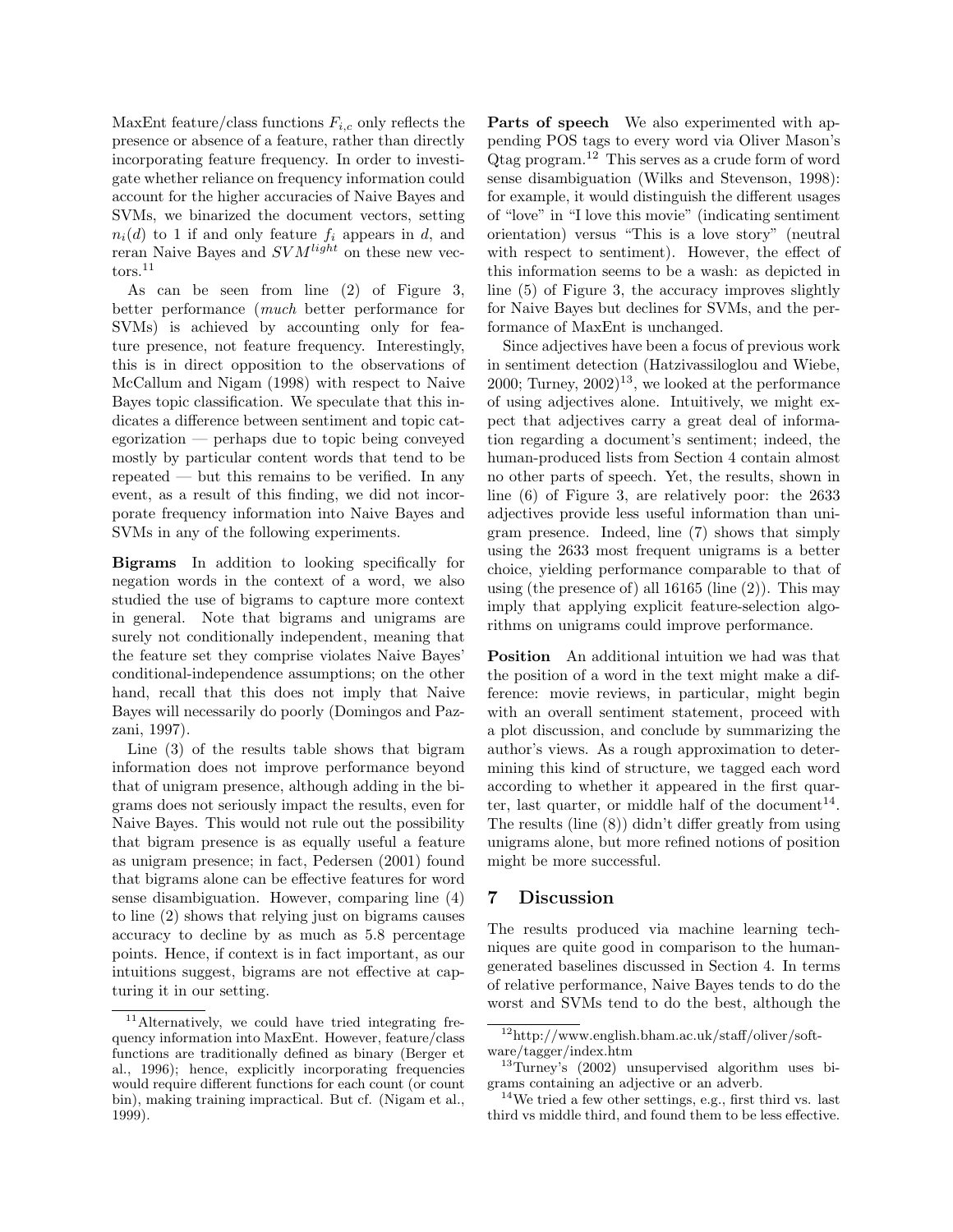MaxEnt feature/class functions $F_{i,c}$ only reflects the presence or absence of a feature, rather than directly incorporating feature frequency. In order to investigate whether reliance on frequency information could account for the higher accuracies of Naive Bayes and SVMs, we binarized the document vectors, setting $n_i(d)$ to 1 if and only if feature $f_i$ appears in $d$, and reran Naive Bayes and $SVM^{light}$ on these new vectors.[11]

As can be seen from line (2) of Figure 3, better performance (*much* better performance for SVMs) is achieved by accounting only for feature presence, not feature frequency. Interestingly, this is in direct opposition to the observations of McCallum and Nigam (1998) with respect to Naive Bayes topic classification. We speculate that this indicates a difference between sentiment and topic categorization — perhaps due to topic being conveyed mostly by particular content words that tend to be repeated — but this remains to be verified. In any event, as a result of this finding, we did not incorporate frequency information into Naive Bayes and SVMs in any of the following experiments.

**Bigrams** In addition to looking specifically for negation words in the context of a word, we also studied the use of bigrams to capture more context in general. Note that bigrams and unigrams are surely not conditionally independent, meaning that the feature set they comprise violates Naive Bayes' conditional-independence assumptions; on the other hand, recall that this does not imply that Naive Bayes will necessarily do poorly (Domingos and Pazzani, 1997).

Line (3) of the results table shows that bigram information does not improve performance beyond that of unigram presence, although adding in the bigrams does not seriously impact the results, even for Naive Bayes. This would not rule out the possibility that bigram presence is as equally useful a feature as unigram presence; in fact, Pedersen (2001) found that bigrams alone can be effective features for word sense disambiguation. However, comparing line (4) to line (2) shows that relying just on bigrams causes accuracy to decline by as much as 5.8 percentage points. Hence, if context is in fact important, as our intuitions suggest, bigrams are not effective at capturing it in our setting.

[11] Alternatively, we could have tried integrating frequency information into MaxEnt. However, feature/class functions are traditionally defined as binary (Berger et al., 1996); hence, explicitly incorporating frequencies would require different functions for each count (or count bin), making training impractical. But cf. (Nigam et al., 1999).

**Parts of speech** We also experimented with appending POS tags to every word via Oliver Mason's Qtag program.[12] This serves as a crude form of word sense disambiguation (Wilks and Stevenson, 1998): for example, it would distinguish the different usages of "love" in "I love this movie" (indicating sentiment orientation) versus "This is a love story" (neutral with respect to sentiment). However, the effect of this information seems to be a wash: as depicted in line (5) of Figure 3, the accuracy improves slightly for Naive Bayes but declines for SVMs, and the performance of MaxEnt is unchanged.

Since adjectives have been a focus of previous work in sentiment detection (Hatzivassiloglou and Wiebe, 2000; Turney, 2002)[13], we looked at the performance of using adjectives alone. Intuitively, we might expect that adjectives carry a great deal of information regarding a document's sentiment; indeed, the human-produced lists from Section 4 contain almost no other parts of speech. Yet, the results, shown in line (6) of Figure 3, are relatively poor: the 2633 adjectives provide less useful information than unigram presence. Indeed, line (7) shows that simply using the 2633 most frequent unigrams is a better choice, yielding performance comparable to that of using (the presence of) all 16165 (line (2)). This may imply that applying explicit feature-selection algorithms on unigrams could improve performance.

**Position** An additional intuition we had was that the position of a word in the text might make a difference: movie reviews, in particular, might begin with an overall sentiment statement, proceed with a plot discussion, and conclude by summarizing the author's views. As a rough approximation to determining this kind of structure, we tagged each word according to whether it appeared in the first quarter, last quarter, or middle half of the document[14]. The results (line (8)) didn't differ greatly from using unigrams alone, but more refined notions of position might be more successful.

## 7 Discussion

The results produced via machine learning techniques are quite good in comparison to the human-generated baselines discussed in Section 4. In terms of relative performance, Naive Bayes tends to do the worst and SVMs tend to do the best, although the

[12] http://www.english.bham.ac.uk/staff/oliver/software/tagger/index.htm

[13] Turney's (2002) unsupervised algorithm uses bigrams containing an adjective or an adverb.

[14] We tried a few other settings, e.g., first third vs. last third vs middle third, and found them to be less effective.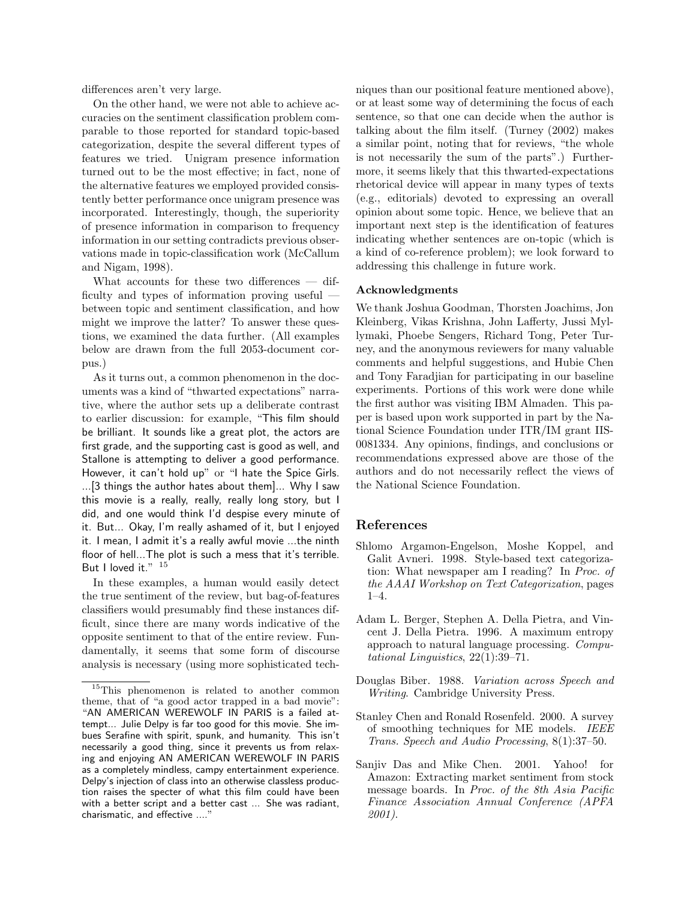differences aren't very large.

On the other hand, we were not able to achieve accuracies on the sentiment classification problem comparable to those reported for standard topic-based categorization, despite the several different types of features we tried. Unigram presence information turned out to be the most effective; in fact, none of the alternative features we employed provided consistently better performance once unigram presence was incorporated. Interestingly, though, the superiority of presence information in comparison to frequency information in our setting contradicts previous observations made in topic-classification work (McCallum and Nigam, 1998).

What accounts for these two differences — difficulty and types of information proving useful — between topic and sentiment classification, and how might we improve the latter? To answer these questions, we examined the data further. (All examples below are drawn from the full 2053-document corpus.)

As it turns out, a common phenomenon in the documents was a kind of "thwarted expectations" narrative, where the author sets up a deliberate contrast to earlier discussion: for example, "This film should be brilliant. It sounds like a great plot, the actors are first grade, and the supporting cast is good as well, and Stallone is attempting to deliver a good performance. However, it can't hold up" or "I hate the Spice Girls. ...[3 things the author hates about them]... Why I saw this movie is a really, really, really long story, but I did, and one would think I'd despise every minute of it. But... Okay, I'm really ashamed of it, but I enjoyed it. I mean, I admit it's a really awful movie ...the ninth floor of hell...The plot is such a mess that it's terrible. But I loved it." [15]

In these examples, a human would easily detect the true sentiment of the review, but bag-of-features classifiers would presumably find these instances difficult, since there are many words indicative of the opposite sentiment to that of the entire review. Fundamentally, it seems that some form of discourse analysis is necessary (using more sophisticated techniques than our positional feature mentioned above), or at least some way of determining the focus of each sentence, so that one can decide when the author is talking about the film itself. (Turney (2002) makes a similar point, noting that for reviews, "the whole is not necessarily the sum of the parts".) Furthermore, it seems likely that this thwarted-expectations rhetorical device will appear in many types of texts (e.g., editorials) devoted to expressing an overall opinion about some topic. Hence, we believe that an important next step is the identification of features indicating whether sentences are on-topic (which is a kind of co-reference problem); we look forward to addressing this challenge in future work.

[15] This phenomenon is related to another common theme, that of "a good actor trapped in a bad movie": "AN AMERICAN WEREWOLF IN PARIS is a failed attempt... Julie Delpy is far too good for this movie. She imbues Serafine with spirit, spunk, and humanity. This isn't necessarily a good thing, since it prevents us from relaxing and enjoying AN AMERICAN WEREWOLF IN PARIS as a completely mindless, campy entertainment experience. Delpy's injection of class into an otherwise classless production raises the specter of what this film could have been with a better script and a better cast ... She was radiant, charismatic, and effective ...."

### Acknowledgments

We thank Joshua Goodman, Thorsten Joachims, Jon Kleinberg, Vikas Krishna, John Lafferty, Jussi Myllymaki, Phoebe Sengers, Richard Tong, Peter Turney, and the anonymous reviewers for many valuable comments and helpful suggestions, and Hubie Chen and Tony Faradjian for participating in our baseline experiments. Portions of this work were done while the first author was visiting IBM Almaden. This paper is based upon work supported in part by the National Science Foundation under ITR/IM grant IIS-0081334. Any opinions, findings, and conclusions or recommendations expressed above are those of the authors and do not necessarily reflect the views of the National Science Foundation.

## References

Shlomo Argamon-Engelson, Moshe Koppel, and Galit Avneri. 1998. Style-based text categorization: What newspaper am I reading? In *Proc. of the AAAI Workshop on Text Categorization*, pages 1–4.

Adam L. Berger, Stephen A. Della Pietra, and Vincent J. Della Pietra. 1996. A maximum entropy approach to natural language processing. *Computational Linguistics*, 22(1):39–71.

Douglas Biber. 1988. *Variation across Speech and Writing*. Cambridge University Press.

Stanley Chen and Ronald Rosenfeld. 2000. A survey of smoothing techniques for ME models. *IEEE Trans. Speech and Audio Processing*, 8(1):37–50.

Sanjiv Das and Mike Chen. 2001. Yahoo! for Amazon: Extracting market sentiment from stock message boards. In *Proc. of the 8th Asia Pacific Finance Association Annual Conference (APFA 2001)*.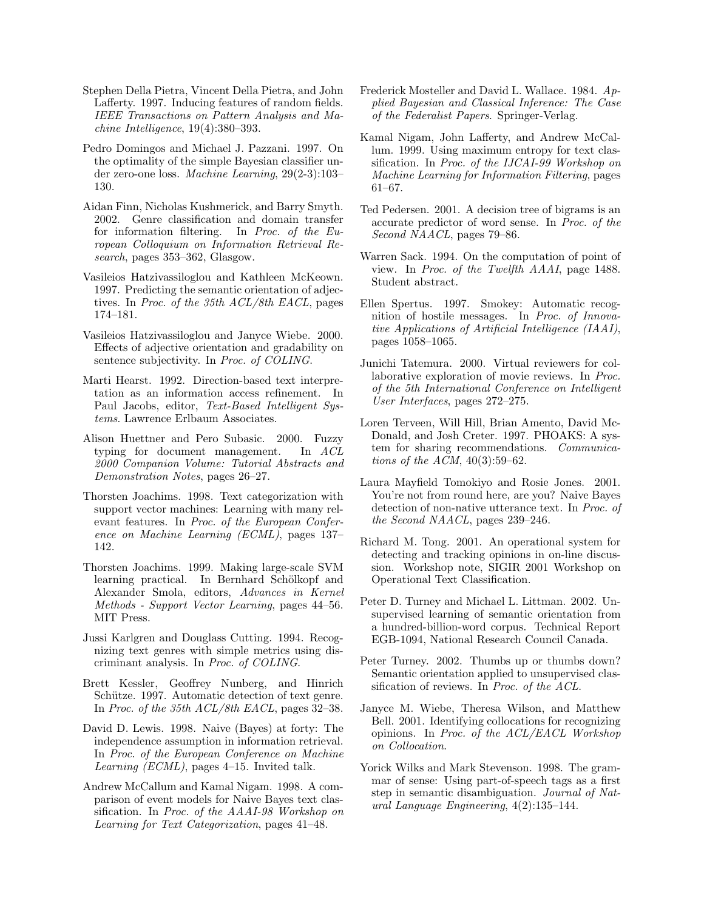Stephen Della Pietra, Vincent Della Pietra, and John Lafferty. 1997. Inducing features of random fields. *IEEE Transactions on Pattern Analysis and Machine Intelligence*, 19(4):380–393.

Pedro Domingos and Michael J. Pazzani. 1997. On the optimality of the simple Bayesian classifier under zero-one loss. *Machine Learning*, 29(2-3):103–130.

Aidan Finn, Nicholas Kushmerick, and Barry Smyth. 2002. Genre classification and domain transfer for information filtering. In *Proc. of the European Colloquium on Information Retrieval Research*, pages 353–362, Glasgow.

Vasileios Hatzivassiloglou and Kathleen McKeown. 1997. Predicting the semantic orientation of adjectives. In *Proc. of the 35th ACL/8th EACL*, pages 174–181.

Vasileios Hatzivassiloglou and Janyce Wiebe. 2000. Effects of adjective orientation and gradability on sentence subjectivity. In *Proc. of COLING*.

Marti Hearst. 1992. Direction-based text interpretation as an information access refinement. In Paul Jacobs, editor, *Text-Based Intelligent Systems*. Lawrence Erlbaum Associates.

Alison Huettner and Pero Subasic. 2000. Fuzzy typing for document management. In *ACL 2000 Companion Volume: Tutorial Abstracts and Demonstration Notes*, pages 26–27.

Thorsten Joachims. 1998. Text categorization with support vector machines: Learning with many relevant features. In *Proc. of the European Conference on Machine Learning (ECML)*, pages 137–142.

Thorsten Joachims. 1999. Making large-scale SVM learning practical. In Bernhard Schölkopf and Alexander Smola, editors, *Advances in Kernel Methods - Support Vector Learning*, pages 44–56. MIT Press.

Jussi Karlgren and Douglass Cutting. 1994. Recognizing text genres with simple metrics using discriminant analysis. In *Proc. of COLING*.

Brett Kessler, Geoffrey Nunberg, and Hinrich Schütze. 1997. Automatic detection of text genre. In *Proc. of the 35th ACL/8th EACL*, pages 32–38.

David D. Lewis. 1998. Naive (Bayes) at forty: The independence assumption in information retrieval. In *Proc. of the European Conference on Machine Learning (ECML)*, pages 4–15. Invited talk.

Andrew McCallum and Kamal Nigam. 1998. A comparison of event models for Naive Bayes text classification. In *Proc. of the AAAI-98 Workshop on Learning for Text Categorization*, pages 41–48.

Frederick Mosteller and David L. Wallace. 1984. *Applied Bayesian and Classical Inference: The Case of the Federalist Papers*. Springer-Verlag.

Kamal Nigam, John Lafferty, and Andrew McCallum. 1999. Using maximum entropy for text classification. In *Proc. of the IJCAI-99 Workshop on Machine Learning for Information Filtering*, pages 61–67.

Ted Pedersen. 2001. A decision tree of bigrams is an accurate predictor of word sense. In *Proc. of the Second NAACL*, pages 79–86.

Warren Sack. 1994. On the computation of point of view. In *Proc. of the Twelfth AAAI*, page 1488. Student abstract.

Ellen Spertus. 1997. Smokey: Automatic recognition of hostile messages. In *Proc. of Innovative Applications of Artificial Intelligence (IAAI)*, pages 1058–1065.

Junichi Tatemura. 2000. Virtual reviewers for collaborative exploration of movie reviews. In *Proc. of the 5th International Conference on Intelligent User Interfaces*, pages 272–275.

Loren Terveen, Will Hill, Brian Amento, David McDonald, and Josh Creter. 1997. PHOAKS: A system for sharing recommendations. *Communications of the ACM*, 40(3):59–62.

Laura Mayfield Tomokiyo and Rosie Jones. 2001. You're not from round here, are you? Naive Bayes detection of non-native utterance text. In *Proc. of the Second NAACL*, pages 239–246.

Richard M. Tong. 2001. An operational system for detecting and tracking opinions in on-line discussion. Workshop note, SIGIR 2001 Workshop on Operational Text Classification.

Peter D. Turney and Michael L. Littman. 2002. Unsupervised learning of semantic orientation from a hundred-billion-word corpus. Technical Report EGB-1094, National Research Council Canada.

Peter Turney. 2002. Thumbs up or thumbs down? Semantic orientation applied to unsupervised classification of reviews. In *Proc. of the ACL*.

Janyce M. Wiebe, Theresa Wilson, and Matthew Bell. 2001. Identifying collocations for recognizing opinions. In *Proc. of the ACL/EACL Workshop on Collocation*.

Yorick Wilks and Mark Stevenson. 1998. The grammar of sense: Using part-of-speech tags as a first step in semantic disambiguation. *Journal of Natural Language Engineering*, 4(2):135–144.